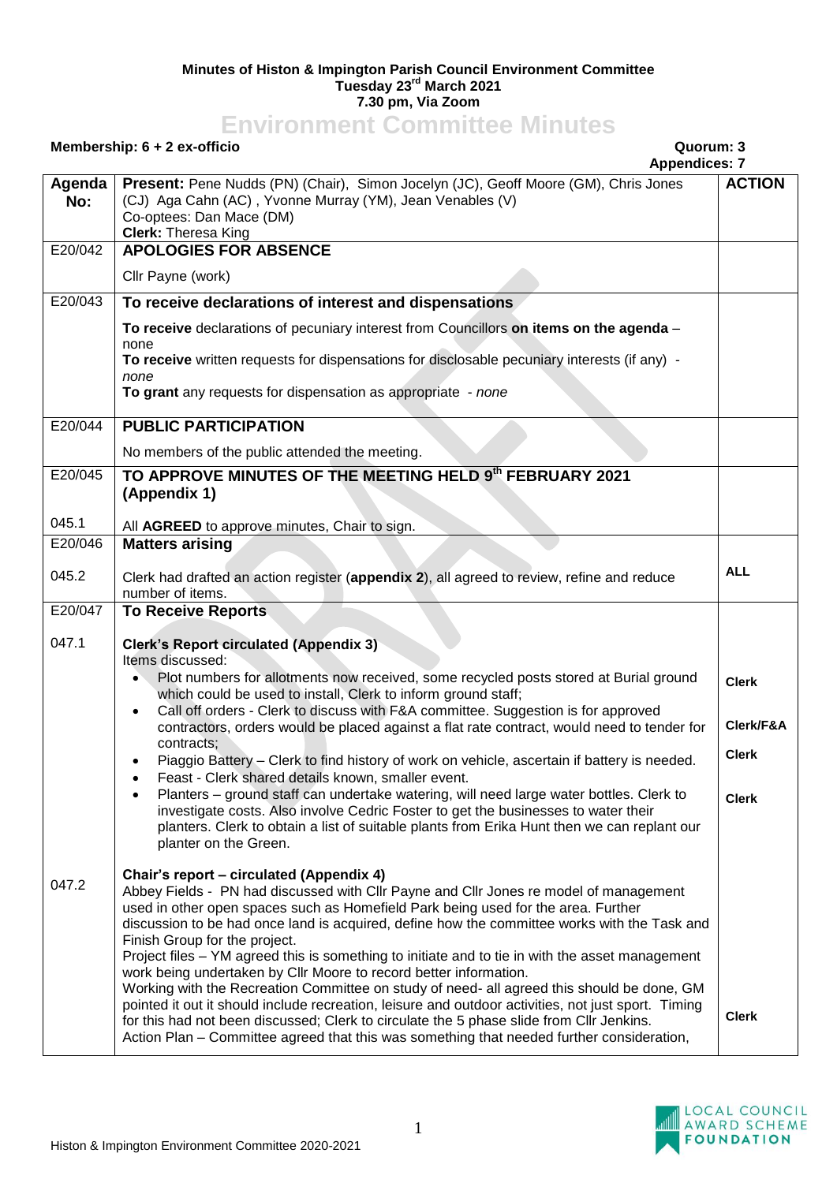**Minutes of Histon & Impington Parish Council Environment Committee**
**Tuesday 23rd March 2021**
**7.30 pm, Via Zoom**

# Environment Committee Minutes

**Membership: 6 + 2 ex-officio** **Quorum: 3**
**Appendices: 7**

| Agenda No: | **Present:** Pene Nudds (PN) (Chair), Simon Jocelyn (JC), Geoff Moore (GM), Chris Jones (CJ) Aga Cahn (AC) , Yvonne Murray (YM), Jean Venables (V)<br>Co-optees: Dan Mace (DM)<br>**Clerk:** Theresa King | **ACTION** |
|---|---|---|
| E20/042 | **APOLOGIES FOR ABSENCE** | |
| | Cllr Payne (work) | |
| E20/043 | **To receive declarations of interest and dispensations** | |
| | **To receive** declarations of pecuniary interest from Councillors **on items on the agenda** – none<br>**To receive** written requests for dispensations for disclosable pecuniary interests (if any) - *none*<br>**To grant** any requests for dispensation as appropriate - *none* | |
| E20/044 | **PUBLIC PARTICIPATION** | |
| | No members of the public attended the meeting. | |
| E20/045 | **TO APPROVE MINUTES OF THE MEETING HELD 9th FEBRUARY 2021 (Appendix 1)** | |
| 045.1 | All **AGREED** to approve minutes, Chair to sign. | |
| E20/046 | **Matters arising** | |
| 045.2 | Clerk had drafted an action register (**appendix 2**), all agreed to review, refine and reduce number of items. | **ALL** |
| E20/047 | **To Receive Reports** | |
| 047.1 | **Clerk's Report circulated (Appendix 3)**<br>Items discussed:<br>• Plot numbers for allotments now received, some recycled posts stored at Burial ground which could be used to install, Clerk to inform ground staff;<br>• Call off orders - Clerk to discuss with F&A committee. Suggestion is for approved contractors, orders would be placed against a flat rate contract, would need to tender for contracts;<br>• Piaggio Battery – Clerk to find history of work on vehicle, ascertain if battery is needed.<br>• Feast - Clerk shared details known, smaller event.<br>• Planters – ground staff can undertake watering, will need large water bottles. Clerk to investigate costs. Also involve Cedric Foster to get the businesses to water their planters. Clerk to obtain a list of suitable plants from Erika Hunt then we can replant our planter on the Green. | **Clerk**<br><br>**Clerk/F&A**<br><br>**Clerk**<br><br>**Clerk** |
| 047.2 | **Chair's report – circulated (Appendix 4)**<br>Abbey Fields - PN had discussed with Cllr Payne and Cllr Jones re model of management used in other open spaces such as Homefield Park being used for the area. Further discussion to be had once land is acquired, define how the committee works with the Task and Finish Group for the project.<br>Project files – YM agreed this is something to initiate and to tie in with the asset management work being undertaken by Cllr Moore to record better information.<br>Working with the Recreation Committee on study of need- all agreed this should be done, GM pointed it out it should include recreation, leisure and outdoor activities, not just sport. Timing for this had not been discussed; Clerk to circulate the 5 phase slide from Cllr Jenkins.<br>Action Plan – Committee agreed that this was something that needed further consideration, | **Clerk** |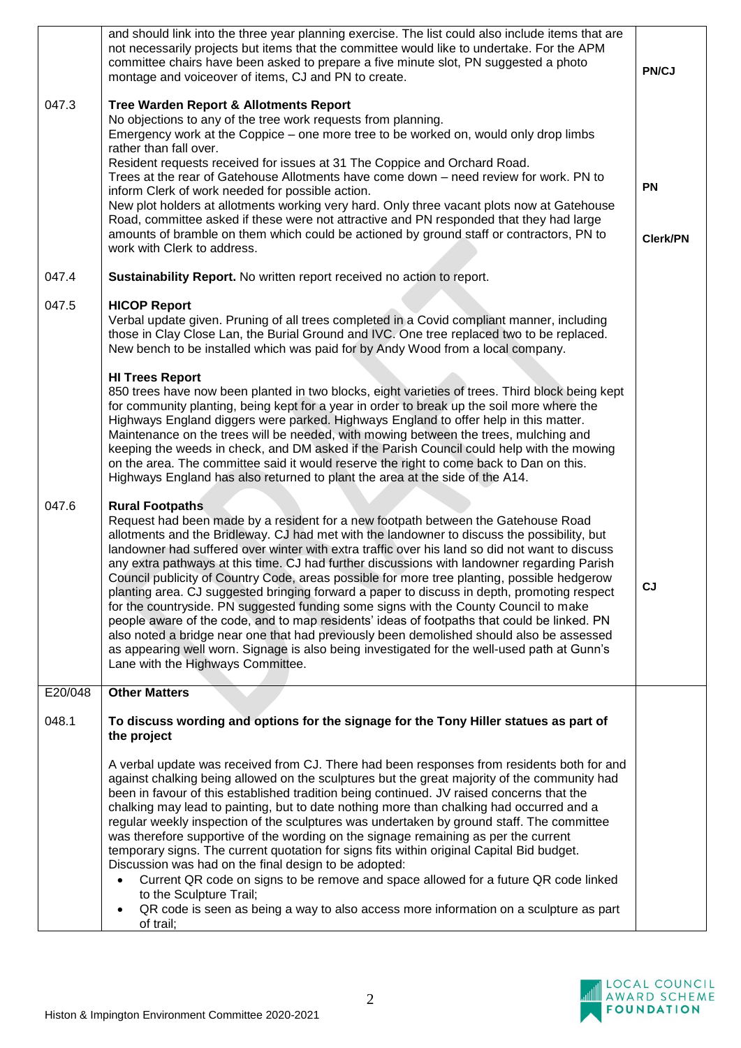| | | |
|---|---|---|
| | and should link into the three year planning exercise. The list could also include items that are not necessarily projects but items that the committee would like to undertake. For the APM committee chairs have been asked to prepare a five minute slot, PN suggested a photo montage and voiceover of items, CJ and PN to create. | **PN/CJ** |
| 047.3 | **Tree Warden Report & Allotments Report**<br>No objections to any of the tree work requests from planning.<br>Emergency work at the Coppice – one more tree to be worked on, would only drop limbs rather than fall over.<br>Resident requests received for issues at 31 The Coppice and Orchard Road.<br>Trees at the rear of Gatehouse Allotments have come down – need review for work. PN to inform Clerk of work needed for possible action.<br>New plot holders at allotments working very hard. Only three vacant plots now at Gatehouse Road, committee asked if these were not attractive and PN responded that they had large amounts of bramble on them which could be actioned by ground staff or contractors, PN to work with Clerk to address. | **PN**<br><br>**Clerk/PN** |
| 047.4 | **Sustainability Report.** No written report received no action to report. | |
| 047.5 | **HICOP Report**<br>Verbal update given. Pruning of all trees completed in a Covid compliant manner, including those in Clay Close Lan, the Burial Ground and IVC. One tree replaced two to be replaced. New bench to be installed which was paid for by Andy Wood from a local company.<br><br>**HI Trees Report**<br>850 trees have now been planted in two blocks, eight varieties of trees. Third block being kept for community planting, being kept for a year in order to break up the soil more where the Highways England diggers were parked. Highways England to offer help in this matter. Maintenance on the trees will be needed, with mowing between the trees, mulching and keeping the weeds in check, and DM asked if the Parish Council could help with the mowing on the area. The committee said it would reserve the right to come back to Dan on this. Highways England has also returned to plant the area at the side of the A14. | |
| 047.6 | **Rural Footpaths**<br>Request had been made by a resident for a new footpath between the Gatehouse Road allotments and the Bridleway. CJ had met with the landowner to discuss the possibility, but landowner had suffered over winter with extra traffic over his land so did not want to discuss any extra pathways at this time. CJ had further discussions with landowner regarding Parish Council publicity of Country Code, areas possible for more tree planting, possible hedgerow planting area. CJ suggested bringing forward a paper to discuss in depth, promoting respect for the countryside. PN suggested funding some signs with the County Council to make people aware of the code, and to map residents' ideas of footpaths that could be linked. PN also noted a bridge near one that had previously been demolished should also be assessed as appearing well worn. Signage is also being investigated for the well-used path at Gunn's Lane with the Highways Committee. | **CJ** |
| E20/048 | **Other Matters** | |
| 048.1 | **To discuss wording and options for the signage for the Tony Hiller statues as part of the project**<br><br>A verbal update was received from CJ. There had been responses from residents both for and against chalking being allowed on the sculptures but the great majority of the community had been in favour of this established tradition being continued. JV raised concerns that the chalking may lead to painting, but to date nothing more than chalking had occurred and a regular weekly inspection of the sculptures was undertaken by ground staff. The committee was therefore supportive of the wording on the signage remaining as per the current temporary signs. The current quotation for signs fits within original Capital Bid budget. Discussion was had on the final design to be adopted:<br>• Current QR code on signs to be remove and space allowed for a future QR code linked to the Sculpture Trail;<br>• QR code is seen as being a way to also access more information on a sculpture as part of trail; | |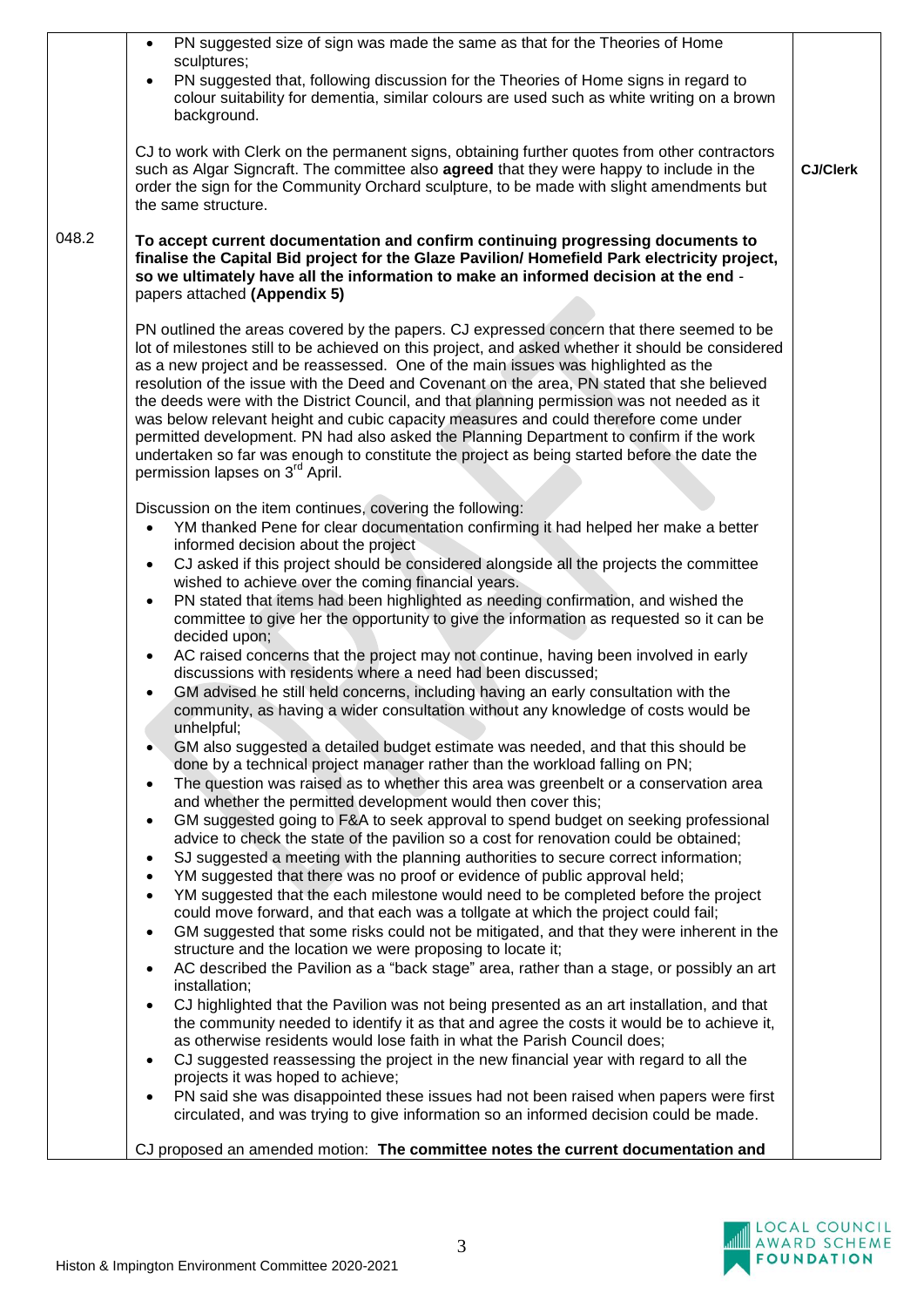| | | |
|---|---|---|
| | • PN suggested size of sign was made the same as that for the Theories of Home sculptures;<br>• PN suggested that, following discussion for the Theories of Home signs in regard to colour suitability for dementia, similar colours are used such as white writing on a brown background.<br><br>CJ to work with Clerk on the permanent signs, obtaining further quotes from other contractors such as Algar Signcraft. The committee also **agreed** that they were happy to include in the order the sign for the Community Orchard sculpture, to be made with slight amendments but the same structure. | **CJ/Clerk** |
| 048.2 | **To accept current documentation and confirm continuing progressing documents to finalise the Capital Bid project for the Glaze Pavilion/ Homefield Park electricity project, so we ultimately have all the information to make an informed decision at the end** - papers attached **(Appendix 5)**<br><br>PN outlined the areas covered by the papers. CJ expressed concern that there seemed to be lot of milestones still to be achieved on this project, and asked whether it should be considered as a new project and be reassessed. One of the main issues was highlighted as the resolution of the issue with the Deed and Covenant on the area, PN stated that she believed the deeds were with the District Council, and that planning permission was not needed as it was below relevant height and cubic capacity measures and could therefore come under permitted development. PN had also asked the Planning Department to confirm if the work undertaken so far was enough to constitute the project as being started before the date the permission lapses on 3rd April.<br><br>Discussion on the item continues, covering the following:<br>• YM thanked Pene for clear documentation confirming it had helped her make a better informed decision about the project<br>• CJ asked if this project should be considered alongside all the projects the committee wished to achieve over the coming financial years.<br>• PN stated that items had been highlighted as needing confirmation, and wished the committee to give her the opportunity to give the information as requested so it can be decided upon;<br>• AC raised concerns that the project may not continue, having been involved in early discussions with residents where a need had been discussed;<br>• GM advised he still held concerns, including having an early consultation with the community, as having a wider consultation without any knowledge of costs would be unhelpful;<br>• GM also suggested a detailed budget estimate was needed, and that this should be done by a technical project manager rather than the workload falling on PN;<br>• The question was raised as to whether this area was greenbelt or a conservation area and whether the permitted development would then cover this;<br>• GM suggested going to F&A to seek approval to spend budget on seeking professional advice to check the state of the pavilion so a cost for renovation could be obtained;<br>• SJ suggested a meeting with the planning authorities to secure correct information;<br>• YM suggested that there was no proof or evidence of public approval held;<br>• YM suggested that the each milestone would need to be completed before the project could move forward, and that each was a tollgate at which the project could fail;<br>• GM suggested that some risks could not be mitigated, and that they were inherent in the structure and the location we were proposing to locate it;<br>• AC described the Pavilion as a "back stage" area, rather than a stage, or possibly an art installation;<br>• CJ highlighted that the Pavilion was not being presented as an art installation, and that the community needed to identify it as that and agree the costs it would be to achieve it, as otherwise residents would lose faith in what the Parish Council does;<br>• CJ suggested reassessing the project in the new financial year with regard to all the projects it was hoped to achieve;<br>• PN said she was disappointed these issues had not been raised when papers were first circulated, and was trying to give information so an informed decision could be made.<br><br>CJ proposed an amended motion: **The committee notes the current documentation and** | |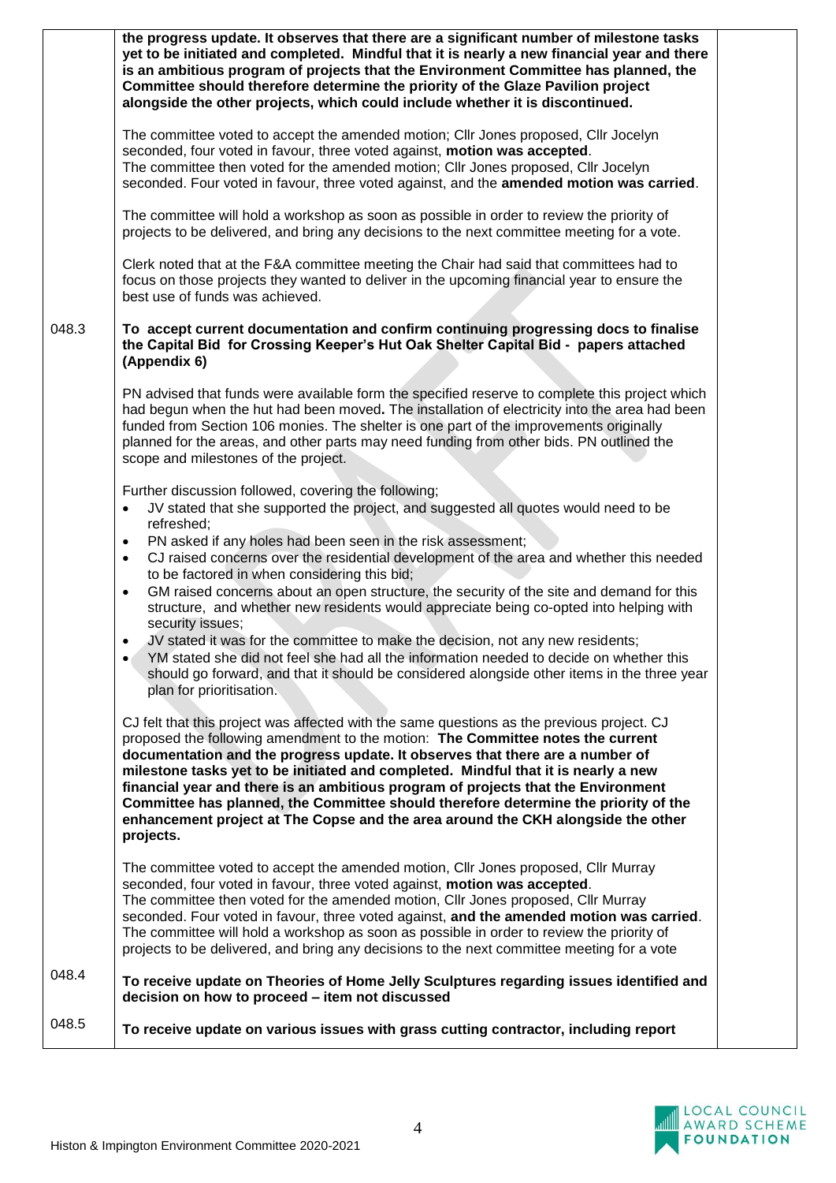| | | |
|---|---|---|
| | **the progress update. It observes that there are a significant number of milestone tasks yet to be initiated and completed. Mindful that it is nearly a new financial year and there is an ambitious program of projects that the Environment Committee has planned, the Committee should therefore determine the priority of the Glaze Pavilion project alongside the other projects, which could include whether it is discontinued.**<br><br>The committee voted to accept the amended motion; Cllr Jones proposed, Cllr Jocelyn seconded, four voted in favour, three voted against, **motion was accepted**.<br>The committee then voted for the amended motion; Cllr Jones proposed, Cllr Jocelyn seconded. Four voted in favour, three voted against, and the **amended motion was carried**.<br><br>The committee will hold a workshop as soon as possible in order to review the priority of projects to be delivered, and bring any decisions to the next committee meeting for a vote.<br><br>Clerk noted that at the F&A committee meeting the Chair had said that committees had to focus on those projects they wanted to deliver in the upcoming financial year to ensure the best use of funds was achieved. | |
| 048.3 | **To accept current documentation and confirm continuing progressing docs to finalise the Capital Bid for Crossing Keeper's Hut Oak Shelter Capital Bid - papers attached (Appendix 6)**<br><br>PN advised that funds were available form the specified reserve to complete this project which had begun when the hut had been moved**.** The installation of electricity into the area had been funded from Section 106 monies. The shelter is one part of the improvements originally planned for the areas, and other parts may need funding from other bids. PN outlined the scope and milestones of the project.<br><br>Further discussion followed, covering the following;<br>• JV stated that she supported the project, and suggested all quotes would need to be refreshed;<br>• PN asked if any holes had been seen in the risk assessment;<br>• CJ raised concerns over the residential development of the area and whether this needed to be factored in when considering this bid;<br>• GM raised concerns about an open structure, the security of the site and demand for this structure, and whether new residents would appreciate being co-opted into helping with security issues;<br>• JV stated it was for the committee to make the decision, not any new residents;<br>• YM stated she did not feel she had all the information needed to decide on whether this should go forward, and that it should be considered alongside other items in the three year plan for prioritisation.<br><br>CJ felt that this project was affected with the same questions as the previous project. CJ proposed the following amendment to the motion: **The Committee notes the current documentation and the progress update. It observes that there are a number of milestone tasks yet to be initiated and completed. Mindful that it is nearly a new financial year and there is an ambitious program of projects that the Environment Committee has planned, the Committee should therefore determine the priority of the enhancement project at The Copse and the area around the CKH alongside the other projects.**<br><br>The committee voted to accept the amended motion, Cllr Jones proposed, Cllr Murray seconded, four voted in favour, three voted against, **motion was accepted**.<br>The committee then voted for the amended motion, Cllr Jones proposed, Cllr Murray seconded. Four voted in favour, three voted against, **and the amended motion was carried**.<br>The committee will hold a workshop as soon as possible in order to review the priority of projects to be delivered, and bring any decisions to the next committee meeting for a vote | |
| 048.4 | **To receive update on Theories of Home Jelly Sculptures regarding issues identified and decision on how to proceed – item not discussed** | |
| 048.5 | **To receive update on various issues with grass cutting contractor, including report** | |

Histon & Impington Environment Committee 2020-2021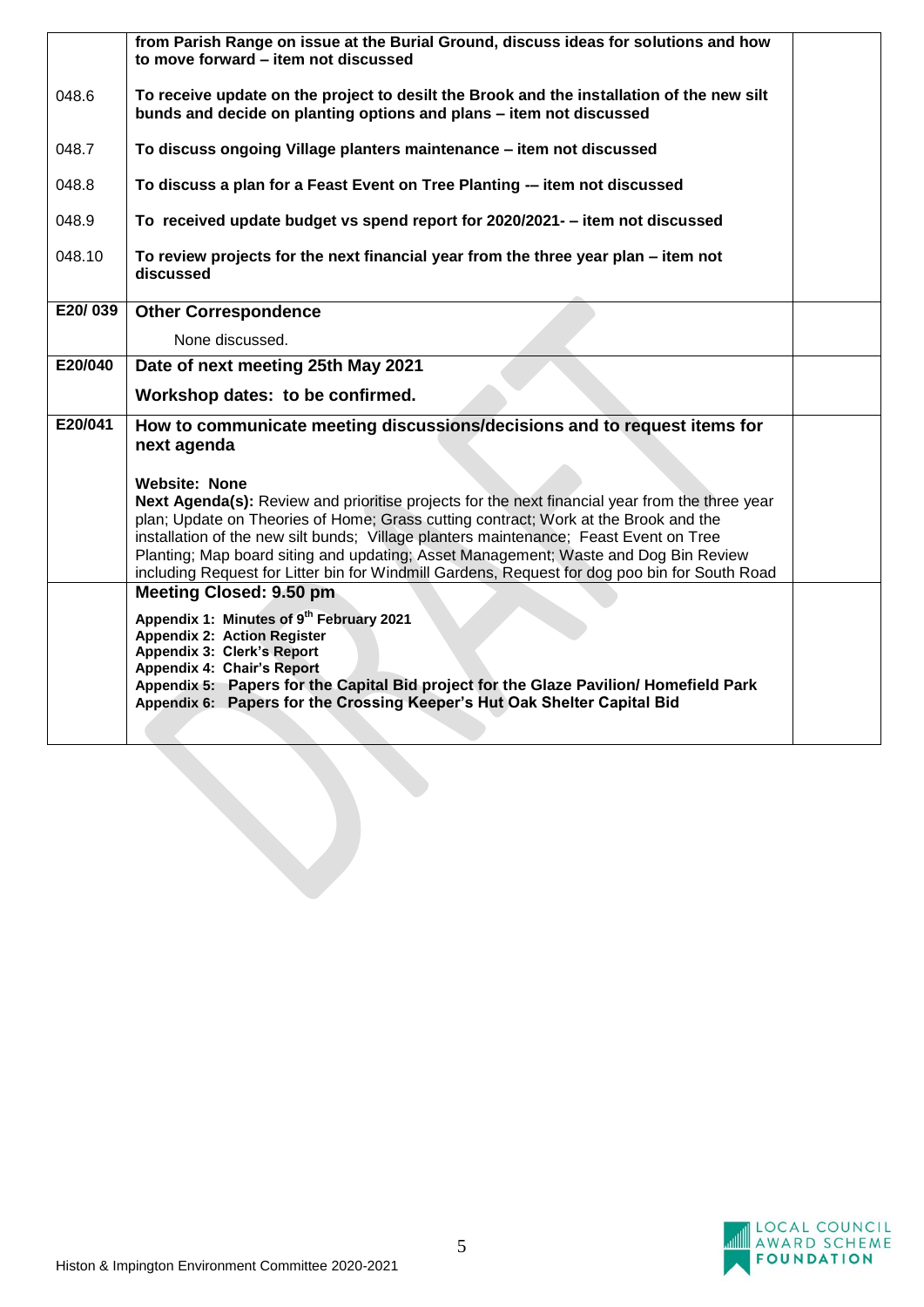| | | |
|---|---|---|
| | **from Parish Range on issue at the Burial Ground, discuss ideas for solutions and how to move forward – item not discussed** | |
| 048.6 | **To receive update on the project to desilt the Brook and the installation of the new silt bunds and decide on planting options and plans – item not discussed** | |
| 048.7 | **To discuss ongoing Village planters maintenance – item not discussed** | |
| 048.8 | **To discuss a plan for a Feast Event on Tree Planting -– item not discussed** | |
| 048.9 | **To received update budget vs spend report for 2020/2021- – item not discussed** | |
| 048.10 | **To review projects for the next financial year from the three year plan – item not discussed** | |
| **E20/ 039** | **Other Correspondence**<br><br>None discussed. | |
| **E20/040** | **Date of next meeting 25th May 2021**<br><br>**Workshop dates: to be confirmed.** | |
| **E20/041** | **How to communicate meeting discussions/decisions and to request items for next agenda**<br><br>**Website: None**<br>**Next Agenda(s):** Review and prioritise projects for the next financial year from the three year plan; Update on Theories of Home; Grass cutting contract; Work at the Brook and the installation of the new silt bunds; Village planters maintenance; Feast Event on Tree Planting; Map board siting and updating; Asset Management; Waste and Dog Bin Review including Request for Litter bin for Windmill Gardens, Request for dog poo bin for South Road | |
| | **Meeting Closed: 9.50 pm**<br><br>**Appendix 1: Minutes of 9th February 2021**<br>**Appendix 2: Action Register**<br>**Appendix 3: Clerk's Report**<br>**Appendix 4: Chair's Report**<br>**Appendix 5: Papers for the Capital Bid project for the Glaze Pavilion/ Homefield Park**<br>**Appendix 6: Papers for the Crossing Keeper's Hut Oak Shelter Capital Bid** | |